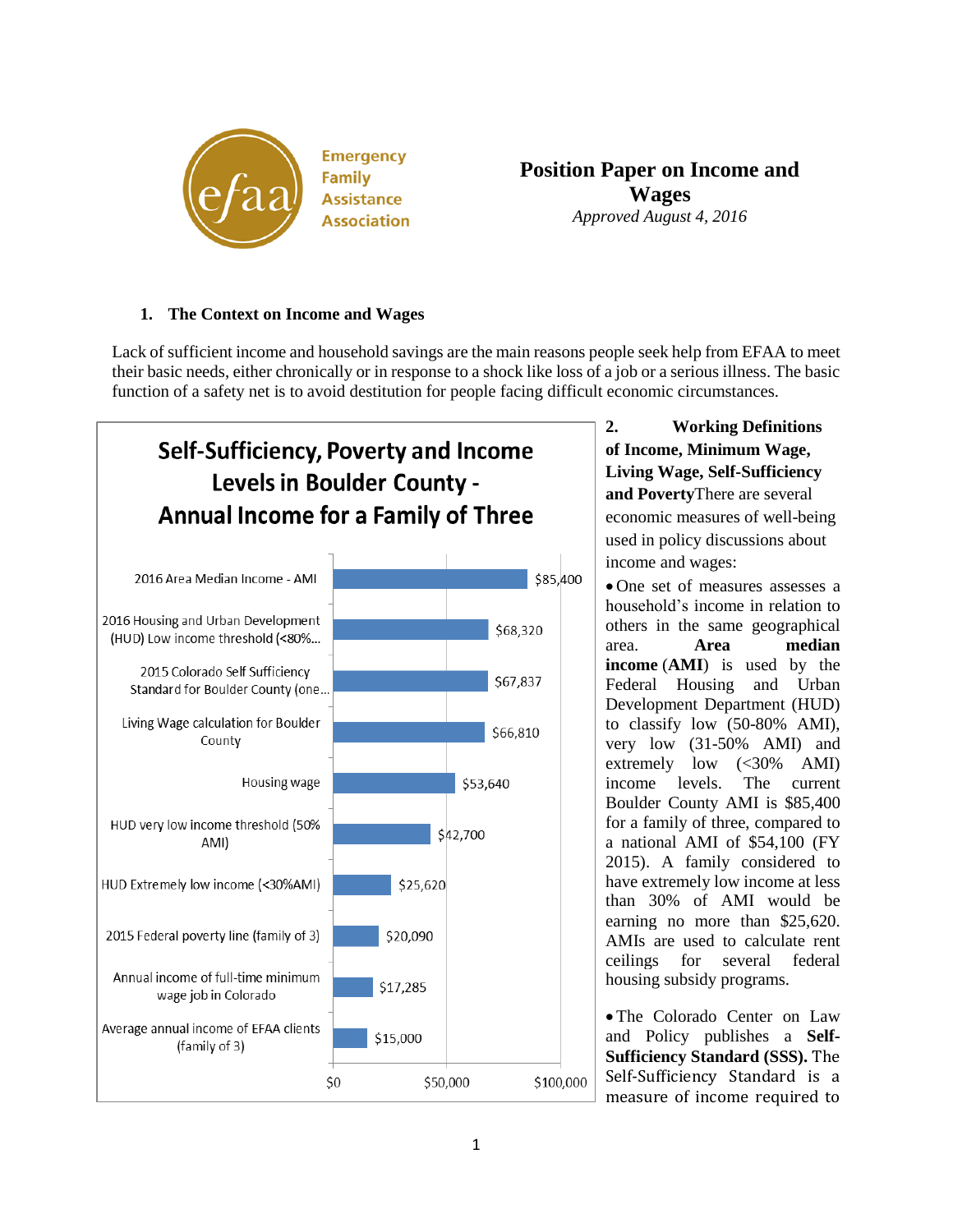Emergency Family Assistance Association

# Position Paper on Income and Wages

*Approved August 4, 2016*

## 1. The Context on Income and Wages

Lack of sufficient income and household savings are the main reasons people seek help from EFAA to meet their basic needs, either chronically or in response to a shock like loss of a job or a serious illness. The basic function of a safety net is to avoid destitution for people facing difficult economic circumstances.

**Self-Sufficiency, Poverty and Income Levels in Boulder County - Annual Income for a Family of Three**

| Measure | Annual Income |
|---|---|
| 2016 Area Median Income - AMI | $85,400 |
| 2016 Housing and Urban Development (HUD) Low income threshold (<80%... | $68,320 |
| 2015 Colorado Self Sufficiency Standard for Boulder County (one... | $67,837 |
| Living Wage calculation for Boulder County | $66,810 |
| Housing wage | $53,640 |
| HUD very low income threshold (50% AMI) | $42,700 |
| HUD Extremely low income (<30%AMI) | $25,620 |
| 2015 Federal poverty line (family of 3) | $20,090 |
| Annual income of full-time minimum wage job in Colorado | $17,285 |
| Average annual income of EFAA clients (family of 3) | $15,000 |

## 2. Working Definitions of Income, Minimum Wage, Living Wage, Self-Sufficiency and Poverty

There are several economic measures of well-being used in policy discussions about income and wages:

- One set of measures assesses a household's income in relation to others in the same geographical area. **Area median income** (**AMI**) is used by the Federal Housing and Urban Development Department (HUD) to classify low (50-80% AMI), very low (31-50% AMI) and extremely low (<30% AMI) income levels. The current Boulder County AMI is $85,400 for a family of three, compared to a national AMI of $54,100 (FY 2015). A family considered to have extremely low income at less than 30% of AMI would be earning no more than $25,620. AMIs are used to calculate rent ceilings for several federal housing subsidy programs.

- The Colorado Center on Law and Policy publishes a **Self-Sufficiency Standard (SSS).** The Self-Sufficiency Standard is a measure of income required to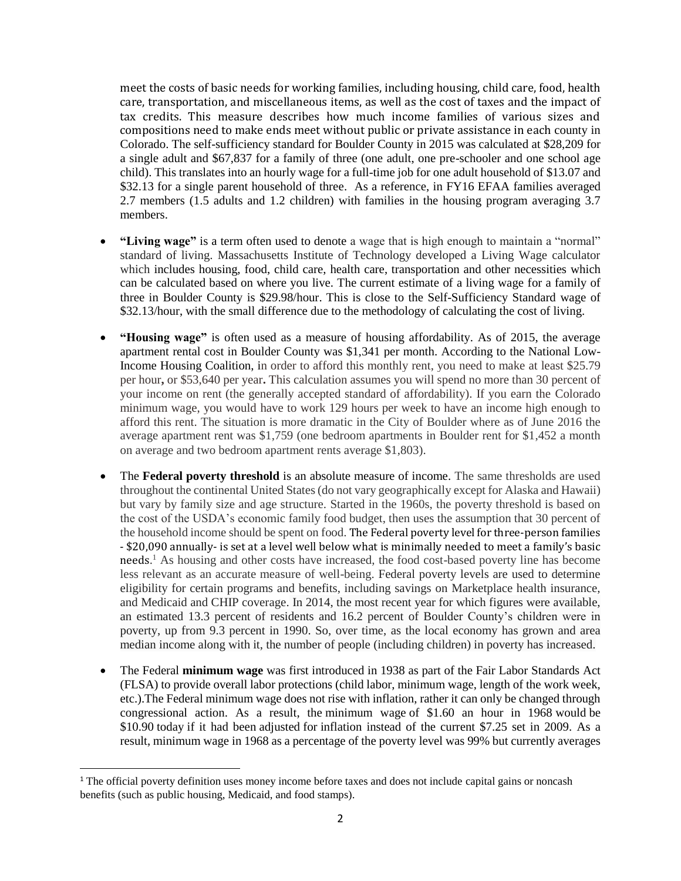meet the costs of basic needs for working families, including housing, child care, food, health care, transportation, and miscellaneous items, as well as the cost of taxes and the impact of tax credits. This measure describes how much income families of various sizes and compositions need to make ends meet without public or private assistance in each county in Colorado. The self-sufficiency standard for Boulder County in 2015 was calculated at $28,209 for a single adult and $67,837 for a family of three (one adult, one pre-schooler and one school age child). This translates into an hourly wage for a full-time job for one adult household of $13.07 and $32.13 for a single parent household of three. As a reference, in FY16 EFAA families averaged 2.7 members (1.5 adults and 1.2 children) with families in the housing program averaging 3.7 members.

- **"Living wage"** is a term often used to denote a wage that is high enough to maintain a "normal" standard of living. Massachusetts Institute of Technology developed a Living Wage calculator which includes housing, food, child care, health care, transportation and other necessities which can be calculated based on where you live. The current estimate of a living wage for a family of three in Boulder County is $29.98/hour. This is close to the Self-Sufficiency Standard wage of $32.13/hour, with the small difference due to the methodology of calculating the cost of living.

- **"Housing wage"** is often used as a measure of housing affordability. As of 2015, the average apartment rental cost in Boulder County was $1,341 per month. According to the National Low-Income Housing Coalition, in order to afford this monthly rent, you need to make at least $25.79 per hour, or $53,640 per year. This calculation assumes you will spend no more than 30 percent of your income on rent (the generally accepted standard of affordability). If you earn the Colorado minimum wage, you would have to work 129 hours per week to have an income high enough to afford this rent. The situation is more dramatic in the City of Boulder where as of June 2016 the average apartment rent was $1,759 (one bedroom apartments in Boulder rent for $1,452 a month on average and two bedroom apartment rents average $1,803).

- The **Federal poverty threshold** is an absolute measure of income. The same thresholds are used throughout the continental United States (do not vary geographically except for Alaska and Hawaii) but vary by family size and age structure. Started in the 1960s, the poverty threshold is based on the cost of the USDA's economic family food budget, then uses the assumption that 30 percent of the household income should be spent on food. The Federal poverty level for three-person families - $20,090 annually- is set at a level well below what is minimally needed to meet a family's basic needs.[1] As housing and other costs have increased, the food cost-based poverty line has become less relevant as an accurate measure of well-being. Federal poverty levels are used to determine eligibility for certain programs and benefits, including savings on Marketplace health insurance, and Medicaid and CHIP coverage. In 2014, the most recent year for which figures were available, an estimated 13.3 percent of residents and 16.2 percent of Boulder County's children were in poverty, up from 9.3 percent in 1990. So, over time, as the local economy has grown and area median income along with it, the number of people (including children) in poverty has increased.

- The Federal **minimum wage** was first introduced in 1938 as part of the Fair Labor Standards Act (FLSA) to provide overall labor protections (child labor, minimum wage, length of the work week, etc.).The Federal minimum wage does not rise with inflation, rather it can only be changed through congressional action. As a result, the minimum wage of $1.60 an hour in 1968 would be $10.90 today if it had been adjusted for inflation instead of the current $7.25 set in 2009. As a result, minimum wage in 1968 as a percentage of the poverty level was 99% but currently averages

[1] The official poverty definition uses money income before taxes and does not include capital gains or noncash benefits (such as public housing, Medicaid, and food stamps).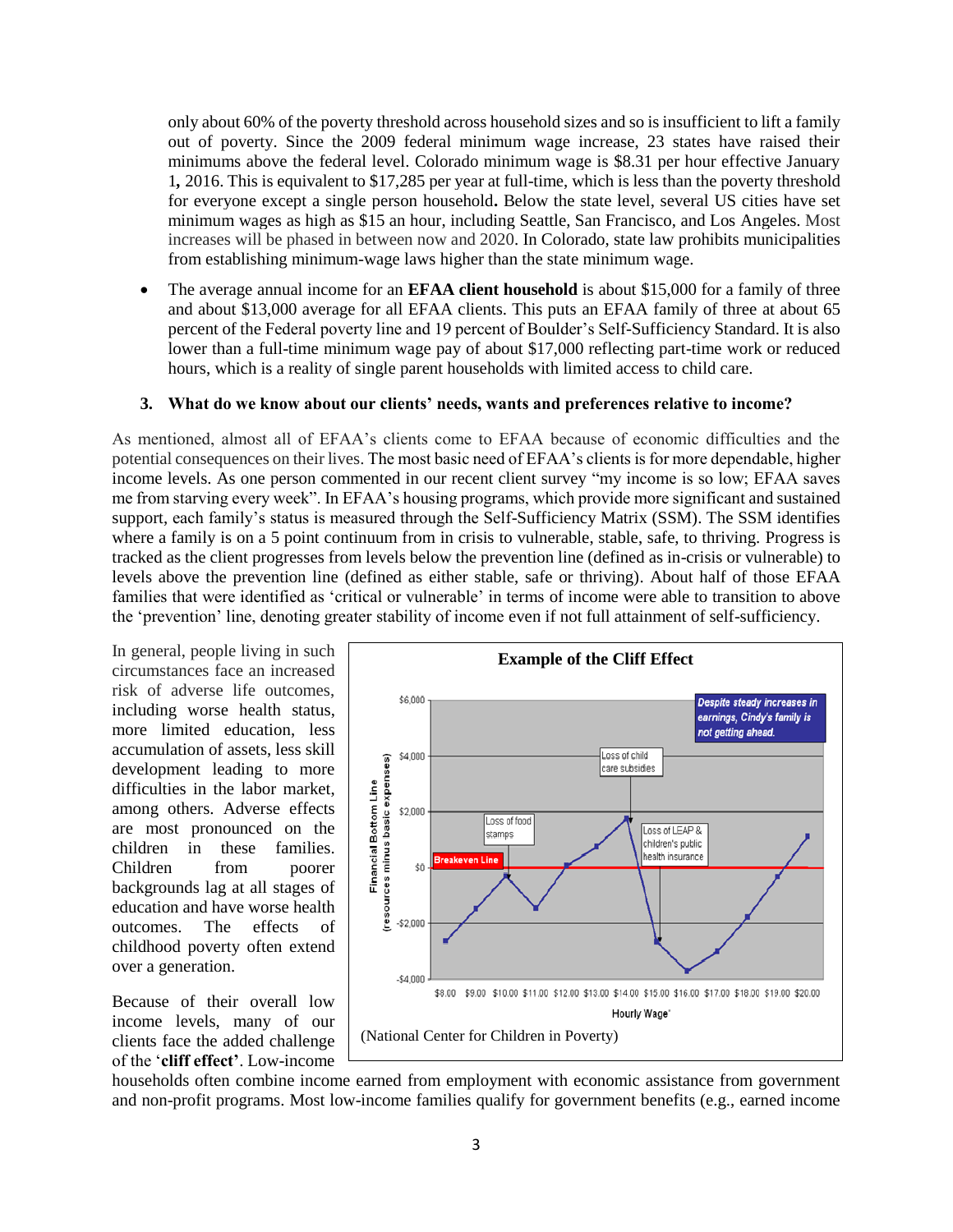only about 60% of the poverty threshold across household sizes and so is insufficient to lift a family out of poverty. Since the 2009 federal minimum wage increase, 23 states have raised their minimums above the federal level. Colorado minimum wage is $8.31 per hour effective January 1**,** 2016. This is equivalent to $17,285 per year at full-time, which is less than the poverty threshold for everyone except a single person household**.** Below the state level, several US cities have set minimum wages as high as $15 an hour, including Seattle, San Francisco, and Los Angeles. Most increases will be phased in between now and 2020. In Colorado, state law prohibits municipalities from establishing minimum-wage laws higher than the state minimum wage.

- The average annual income for an **EFAA client household** is about $15,000 for a family of three and about $13,000 average for all EFAA clients. This puts an EFAA family of three at about 65 percent of the Federal poverty line and 19 percent of Boulder's Self-Sufficiency Standard. It is also lower than a full-time minimum wage pay of about $17,000 reflecting part-time work or reduced hours, which is a reality of single parent households with limited access to child care.

### 3. What do we know about our clients' needs, wants and preferences relative to income?

As mentioned, almost all of EFAA's clients come to EFAA because of economic difficulties and the potential consequences on their lives. The most basic need of EFAA's clients is for more dependable, higher income levels. As one person commented in our recent client survey "my income is so low; EFAA saves me from starving every week". In EFAA's housing programs, which provide more significant and sustained support, each family's status is measured through the Self-Sufficiency Matrix (SSM). The SSM identifies where a family is on a 5 point continuum from in crisis to vulnerable, stable, safe, to thriving. Progress is tracked as the client progresses from levels below the prevention line (defined as in-crisis or vulnerable) to levels above the prevention line (defined as either stable, safe or thriving). About half of those EFAA families that were identified as 'critical or vulnerable' in terms of income were able to transition to above the 'prevention' line, denoting greater stability of income even if not full attainment of self-sufficiency.

In general, people living in such circumstances face an increased risk of adverse life outcomes, including worse health status, more limited education, less accumulation of assets, less skill development leading to more difficulties in the labor market, among others. Adverse effects are most pronounced on the children in these families. Children from poorer backgrounds lag at all stages of education and have worse health outcomes. The effects of childhood poverty often extend over a generation.

**Example of the Cliff Effect**

(National Center for Children in Poverty)

Because of their overall low income levels, many of our clients face the added challenge of the '**cliff effect**'. Low-income households often combine income earned from employment with economic assistance from government and non-profit programs. Most low-income families qualify for government benefits (e.g., earned income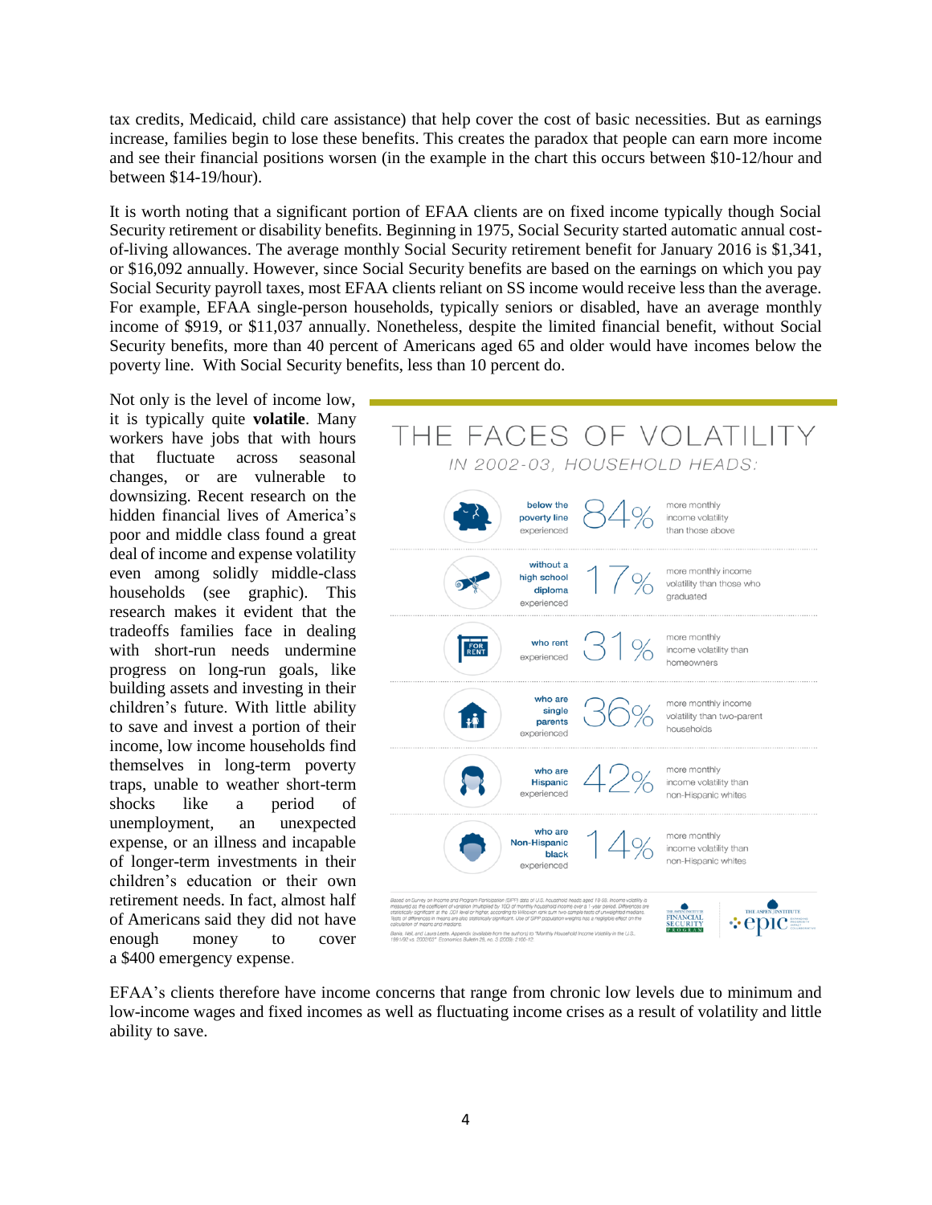tax credits, Medicaid, child care assistance) that help cover the cost of basic necessities. But as earnings increase, families begin to lose these benefits. This creates the paradox that people can earn more income and see their financial positions worsen (in the example in the chart this occurs between $10-12/hour and between $14-19/hour).

It is worth noting that a significant portion of EFAA clients are on fixed income typically though Social Security retirement or disability benefits. Beginning in 1975, Social Security started automatic annual cost-of-living allowances. The average monthly Social Security retirement benefit for January 2016 is $1,341, or $16,092 annually. However, since Social Security benefits are based on the earnings on which you pay Social Security payroll taxes, most EFAA clients reliant on SS income would receive less than the average. For example, EFAA single-person households, typically seniors or disabled, have an average monthly income of $919, or $11,037 annually. Nonetheless, despite the limited financial benefit, without Social Security benefits, more than 40 percent of Americans aged 65 and older would have incomes below the poverty line. With Social Security benefits, less than 10 percent do.

Not only is the level of income low, it is typically quite **volatile**. Many workers have jobs that with hours that fluctuate across seasonal changes, or are vulnerable to downsizing. Recent research on the hidden financial lives of America's poor and middle class found a great deal of income and expense volatility even among solidly middle-class households (see graphic). This research makes it evident that the tradeoffs families face in dealing with short-run needs undermine progress on long-run goals, like building assets and investing in their children's future. With little ability to save and invest a portion of their income, low income households find themselves in long-term poverty traps, unable to weather short-term shocks like a period of unemployment, an unexpected expense, or an illness and incapable of longer-term investments in their children's education or their own retirement needs. In fact, almost half of Americans said they did not have enough money to cover a $400 emergency expense.

## THE FACES OF VOLATILITY

*IN 2002-03, HOUSEHOLD HEADS:*

| Household heads | | |
|---|---|---|
| below the poverty line experienced | 84% | more monthly income volatility than those above |
| without a high school diploma experienced | 17% | more monthly income volatility than those who graduated |
| who rent experienced | 31% | more monthly income volatility than homeowners |
| who are single parents experienced | 36% | more monthly income volatility than two-parent households |
| who are Hispanic experienced | 42% | more monthly income volatility than non-Hispanic whites |
| who are Non-Hispanic black experienced | 14% | more monthly income volatility than non-Hispanic whites |

Based on Survey on Income and Program Participation (SIPP) data of U.S. household heads aged 19-59. Income volatility is measured as the coefficient of variation multiplied by 100 of monthly household income over a 1-year period. Differences are statistically significant at the .001 level or higher, according to Wilcoxon rank sum two-sample tests of unweighted medians. Tests of differences in means are also statistically significant. Use of SIPP population weights has a negligible effect on the calculation of means and medians.

Bania, Neil, and Laura Leete. Appendix (available from the authors) to "Monthly Household Income Volatility in the U.S., 1991/92 vs. 2002/03." Economics Bulletin 29, no. 3 (2009): 2100-12.

The Aspen Institute Financial Security Program · The Aspen Institute epic

EFAA's clients therefore have income concerns that range from chronic low levels due to minimum and low-income wages and fixed incomes as well as fluctuating income crises as a result of volatility and little ability to save.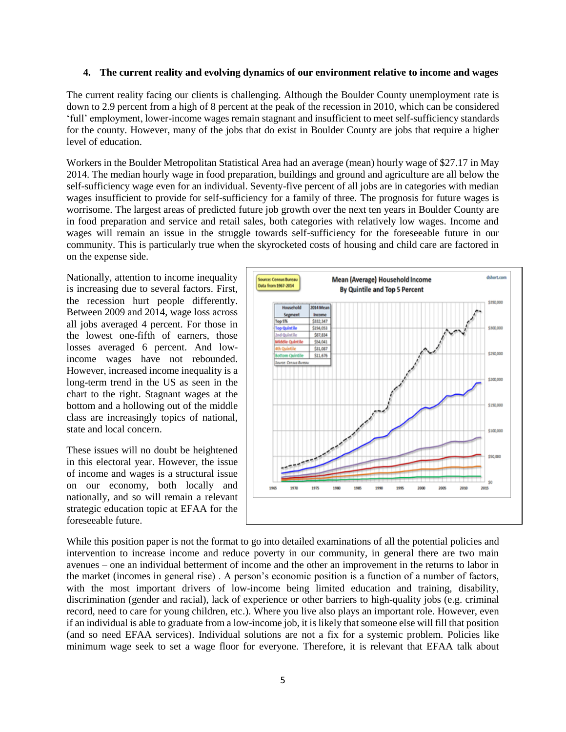#### 4. The current reality and evolving dynamics of our environment relative to income and wages

The current reality facing our clients is challenging. Although the Boulder County unemployment rate is down to 2.9 percent from a high of 8 percent at the peak of the recession in 2010, which can be considered 'full' employment, lower-income wages remain stagnant and insufficient to meet self-sufficiency standards for the county. However, many of the jobs that do exist in Boulder County are jobs that require a higher level of education.

Workers in the Boulder Metropolitan Statistical Area had an average (mean) hourly wage of $27.17 in May 2014. The median hourly wage in food preparation, buildings and ground and agriculture are all below the self-sufficiency wage even for an individual. Seventy-five percent of all jobs are in categories with median wages insufficient to provide for self-sufficiency for a family of three. The prognosis for future wages is worrisome. The largest areas of predicted future job growth over the next ten years in Boulder County are in food preparation and service and retail sales, both categories with relatively low wages. Income and wages will remain an issue in the struggle towards self-sufficiency for the foreseeable future in our community. This is particularly true when the skyrocketed costs of housing and child care are factored in on the expense side.

Nationally, attention to income inequality is increasing due to several factors. First, the recession hurt people differently. Between 2009 and 2014, wage loss across all jobs averaged 4 percent. For those in the lowest one-fifth of earners, those losses averaged 6 percent. And low-income wages have not rebounded. However, increased income inequality is a long-term trend in the US as seen in the chart to the right. Stagnant wages at the bottom and a hollowing out of the middle class are increasingly topics of national, state and local concern.

These issues will no doubt be heightened in this electoral year. However, the issue of income and wages is a structural issue on our economy, both locally and nationally, and so will remain a relevant strategic education topic at EFAA for the foreseeable future.

While this position paper is not the format to go into detailed examinations of all the potential policies and intervention to increase income and reduce poverty in our community, in general there are two main avenues – one an individual betterment of income and the other an improvement in the returns to labor in the market (incomes in general rise) . A person's economic position is a function of a number of factors, with the most important drivers of low-income being limited education and training, disability, discrimination (gender and racial), lack of experience or other barriers to high-quality jobs (e.g. criminal record, need to care for young children, etc.). Where you live also plays an important role. However, even if an individual is able to graduate from a low-income job, it is likely that someone else will fill that position (and so need EFAA services). Individual solutions are not a fix for a systemic problem. Policies like minimum wage seek to set a wage floor for everyone. Therefore, it is relevant that EFAA talk about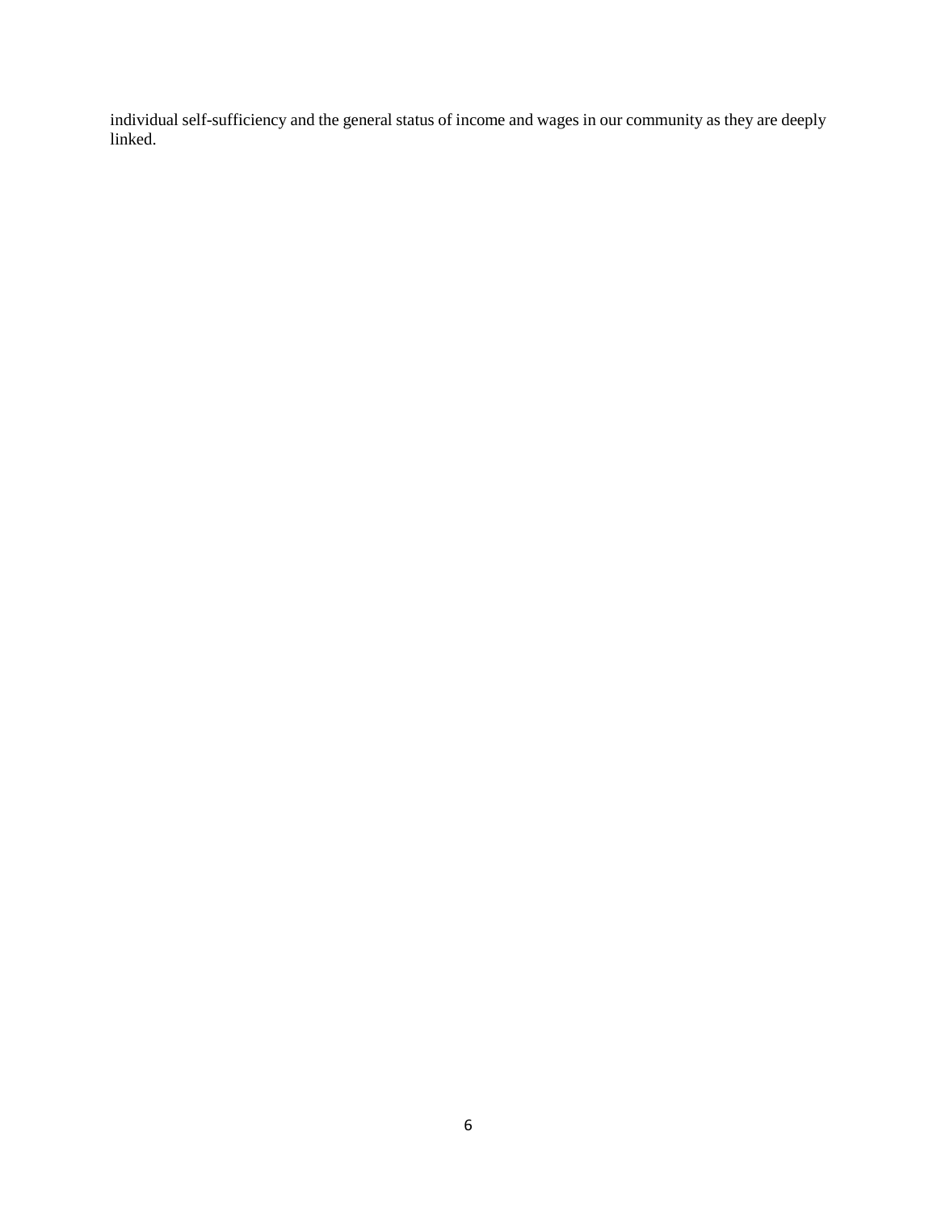individual self-sufficiency and the general status of income and wages in our community as they are deeply linked.